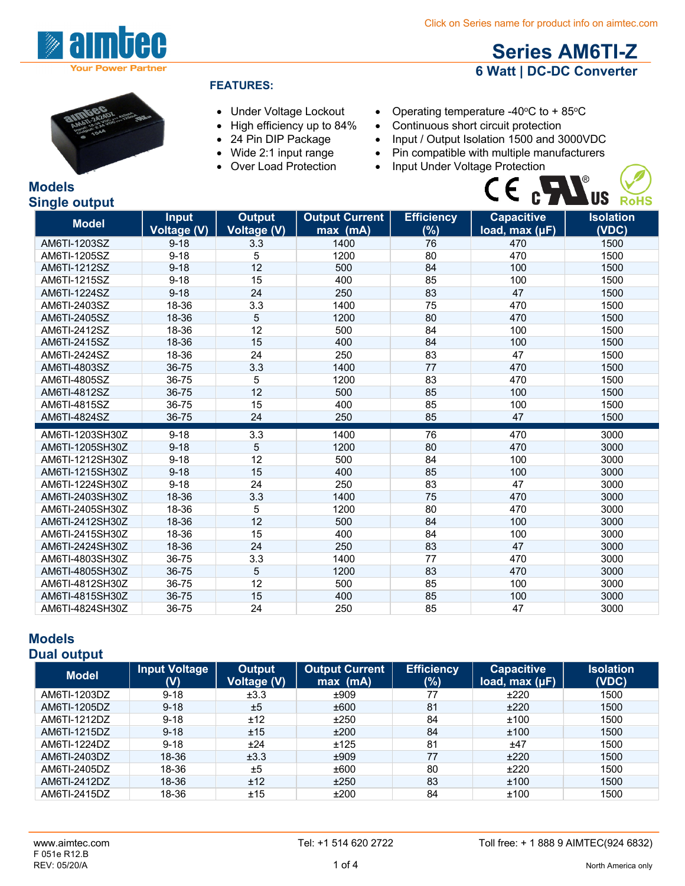Click on Series name for product info on aimtec.com

# Series AM6TI-Z

## 6 Watt | DC-DC Converter

### FEATURES:

- Under Voltage Lockout
- High efficiency up to 84%
- 24 Pin DIP Package
- Wide 2:1 input range
- Over Load Protection
- Operating temperature -40ºC to + 85ºC
- Continuous short circuit protection
- Input / Output Isolation 1500 and 3000VDC
- Pin compatible with multiple manufacturers
- Input Under Voltage Protection

## Models
## Single output

| Model | Input Voltage (V) | Output Voltage (V) | Output Current max (mA) | Efficiency (%) | Capacitive load, max (µF) | Isolation (VDC) |
|---|---|---|---|---|---|---|
| AM6TI-1203SZ | 9-18 | 3.3 | 1400 | 76 | 470 | 1500 |
| AM6TI-1205SZ | 9-18 | 5 | 1200 | 80 | 470 | 1500 |
| AM6TI-1212SZ | 9-18 | 12 | 500 | 84 | 100 | 1500 |
| AM6TI-1215SZ | 9-18 | 15 | 400 | 85 | 100 | 1500 |
| AM6TI-1224SZ | 9-18 | 24 | 250 | 83 | 47 | 1500 |
| AM6TI-2403SZ | 18-36 | 3.3 | 1400 | 75 | 470 | 1500 |
| AM6TI-2405SZ | 18-36 | 5 | 1200 | 80 | 470 | 1500 |
| AM6TI-2412SZ | 18-36 | 12 | 500 | 84 | 100 | 1500 |
| AM6TI-2415SZ | 18-36 | 15 | 400 | 84 | 100 | 1500 |
| AM6TI-2424SZ | 18-36 | 24 | 250 | 83 | 47 | 1500 |
| AM6TI-4803SZ | 36-75 | 3.3 | 1400 | 77 | 470 | 1500 |
| AM6TI-4805SZ | 36-75 | 5 | 1200 | 83 | 470 | 1500 |
| AM6TI-4812SZ | 36-75 | 12 | 500 | 85 | 100 | 1500 |
| AM6TI-4815SZ | 36-75 | 15 | 400 | 85 | 100 | 1500 |
| AM6TI-4824SZ | 36-75 | 24 | 250 | 85 | 47 | 1500 |
| AM6TI-1203SH30Z | 9-18 | 3.3 | 1400 | 76 | 470 | 3000 |
| AM6TI-1205SH30Z | 9-18 | 5 | 1200 | 80 | 470 | 3000 |
| AM6TI-1212SH30Z | 9-18 | 12 | 500 | 84 | 100 | 3000 |
| AM6TI-1215SH30Z | 9-18 | 15 | 400 | 85 | 100 | 3000 |
| AM6TI-1224SH30Z | 9-18 | 24 | 250 | 83 | 47 | 3000 |
| AM6TI-2403SH30Z | 18-36 | 3.3 | 1400 | 75 | 470 | 3000 |
| AM6TI-2405SH30Z | 18-36 | 5 | 1200 | 80 | 470 | 3000 |
| AM6TI-2412SH30Z | 18-36 | 12 | 500 | 84 | 100 | 3000 |
| AM6TI-2415SH30Z | 18-36 | 15 | 400 | 84 | 100 | 3000 |
| AM6TI-2424SH30Z | 18-36 | 24 | 250 | 83 | 47 | 3000 |
| AM6TI-4803SH30Z | 36-75 | 3.3 | 1400 | 77 | 470 | 3000 |
| AM6TI-4805SH30Z | 36-75 | 5 | 1200 | 83 | 470 | 3000 |
| AM6TI-4812SH30Z | 36-75 | 12 | 500 | 85 | 100 | 3000 |
| AM6TI-4815SH30Z | 36-75 | 15 | 400 | 85 | 100 | 3000 |
| AM6TI-4824SH30Z | 36-75 | 24 | 250 | 85 | 47 | 3000 |

## Models
## Dual output

| Model | Input Voltage (V) | Output Voltage (V) | Output Current max (mA) | Efficiency (%) | Capacitive load, max (µF) | Isolation (VDC) |
|---|---|---|---|---|---|---|
| AM6TI-1203DZ | 9-18 | ±3.3 | ±909 | 77 | ±220 | 1500 |
| AM6TI-1205DZ | 9-18 | ±5 | ±600 | 81 | ±220 | 1500 |
| AM6TI-1212DZ | 9-18 | ±12 | ±250 | 84 | ±100 | 1500 |
| AM6TI-1215DZ | 9-18 | ±15 | ±200 | 84 | ±100 | 1500 |
| AM6TI-1224DZ | 9-18 | ±24 | ±125 | 81 | ±47 | 1500 |
| AM6TI-2403DZ | 18-36 | ±3.3 | ±909 | 77 | ±220 | 1500 |
| AM6TI-2405DZ | 18-36 | ±5 | ±600 | 80 | ±220 | 1500 |
| AM6TI-2412DZ | 18-36 | ±12 | ±250 | 83 | ±100 | 1500 |
| AM6TI-2415DZ | 18-36 | ±15 | ±200 | 84 | ±100 | 1500 |

www.aimtec.com | Tel: +1 514 620 2722 | Toll free: + 1 888 9 AIMTEC(924 6832)
F 051e R12.B
REV: 05/20/A
North America only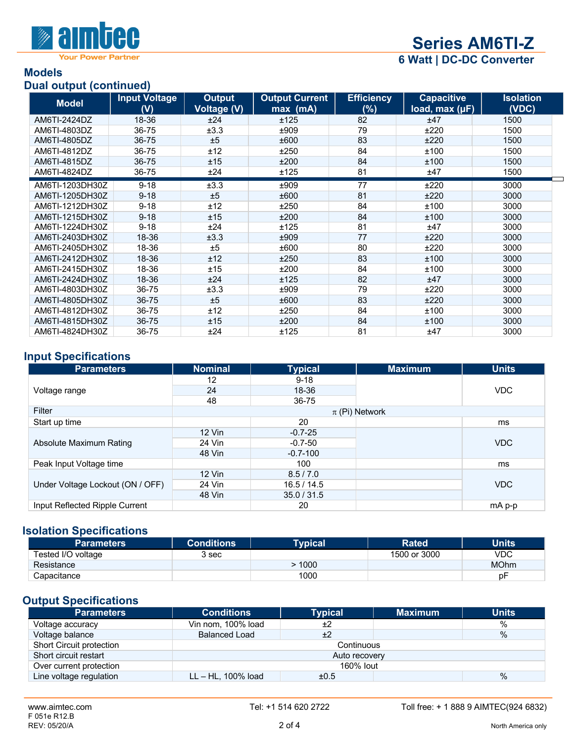## Models

### Dual output (continued)

| Model | Input Voltage (V) | Output Voltage (V) | Output Current max (mA) | Efficiency (%) | Capacitive load, max (µF) | Isolation (VDC) |
|---|---|---|---|---|---|---|
| AM6TI-2424DZ | 18-36 | ±24 | ±125 | 82 | ±47 | 1500 |
| AM6TI-4803DZ | 36-75 | ±3.3 | ±909 | 79 | ±220 | 1500 |
| AM6TI-4805DZ | 36-75 | ±5 | ±600 | 83 | ±220 | 1500 |
| AM6TI-4812DZ | 36-75 | ±12 | ±250 | 84 | ±100 | 1500 |
| AM6TI-4815DZ | 36-75 | ±15 | ±200 | 84 | ±100 | 1500 |
| AM6TI-4824DZ | 36-75 | ±24 | ±125 | 81 | ±47 | 1500 |
| AM6TI-1203DH30Z | 9-18 | ±3.3 | ±909 | 77 | ±220 | 3000 |
| AM6TI-1205DH30Z | 9-18 | ±5 | ±600 | 81 | ±220 | 3000 |
| AM6TI-1212DH30Z | 9-18 | ±12 | ±250 | 84 | ±100 | 3000 |
| AM6TI-1215DH30Z | 9-18 | ±15 | ±200 | 84 | ±100 | 3000 |
| AM6TI-1224DH30Z | 9-18 | ±24 | ±125 | 81 | ±47 | 3000 |
| AM6TI-2403DH30Z | 18-36 | ±3.3 | ±909 | 77 | ±220 | 3000 |
| AM6TI-2405DH30Z | 18-36 | ±5 | ±600 | 80 | ±220 | 3000 |
| AM6TI-2412DH30Z | 18-36 | ±12 | ±250 | 83 | ±100 | 3000 |
| AM6TI-2415DH30Z | 18-36 | ±15 | ±200 | 84 | ±100 | 3000 |
| AM6TI-2424DH30Z | 18-36 | ±24 | ±125 | 82 | ±47 | 3000 |
| AM6TI-4803DH30Z | 36-75 | ±3.3 | ±909 | 79 | ±220 | 3000 |
| AM6TI-4805DH30Z | 36-75 | ±5 | ±600 | 83 | ±220 | 3000 |
| AM6TI-4812DH30Z | 36-75 | ±12 | ±250 | 84 | ±100 | 3000 |
| AM6TI-4815DH30Z | 36-75 | ±15 | ±200 | 84 | ±100 | 3000 |
| AM6TI-4824DH30Z | 36-75 | ±24 | ±125 | 81 | ±47 | 3000 |

## Input Specifications

| Parameters | Nominal | Typical | Maximum | Units |
|---|---|---|---|---|
| Voltage range | 12 | 9-18 | | VDC |
| | 24 | 18-36 | | |
| | 48 | 36-75 | | |
| Filter | π (Pi) Network | | | |
| Start up time | | 20 | | ms |
| Absolute Maximum Rating | 12 Vin | -0.7-25 | | VDC |
| | 24 Vin | -0.7-50 | | |
| | 48 Vin | -0.7-100 | | |
| Peak Input Voltage time | | 100 | | ms |
| Under Voltage Lockout (ON / OFF) | 12 Vin | 8.5 / 7.0 | | VDC |
| | 24 Vin | 16.5 / 14.5 | | |
| | 48 Vin | 35.0 / 31.5 | | |
| Input Reflected Ripple Current | | 20 | | mA p-p |

## Isolation Specifications

| Parameters | Conditions | Typical | Rated | Units |
|---|---|---|---|---|
| Tested I/O voltage | 3 sec | | 1500 or 3000 | VDC |
| Resistance | | > 1000 | | MOhm |
| Capacitance | | 1000 | | pF |

## Output Specifications

| Parameters | Conditions | Typical | Maximum | Units |
|---|---|---|---|---|
| Voltage accuracy | Vin nom, 100% load | ±2 | | % |
| Voltage balance | Balanced Load | ±2 | | % |
| Short Circuit protection | Continuous | | | |
| Short circuit restart | Auto recovery | | | |
| Over current protection | 160% Iout | | | |
| Line voltage regulation | LL – HL, 100% load | ±0.5 | | % |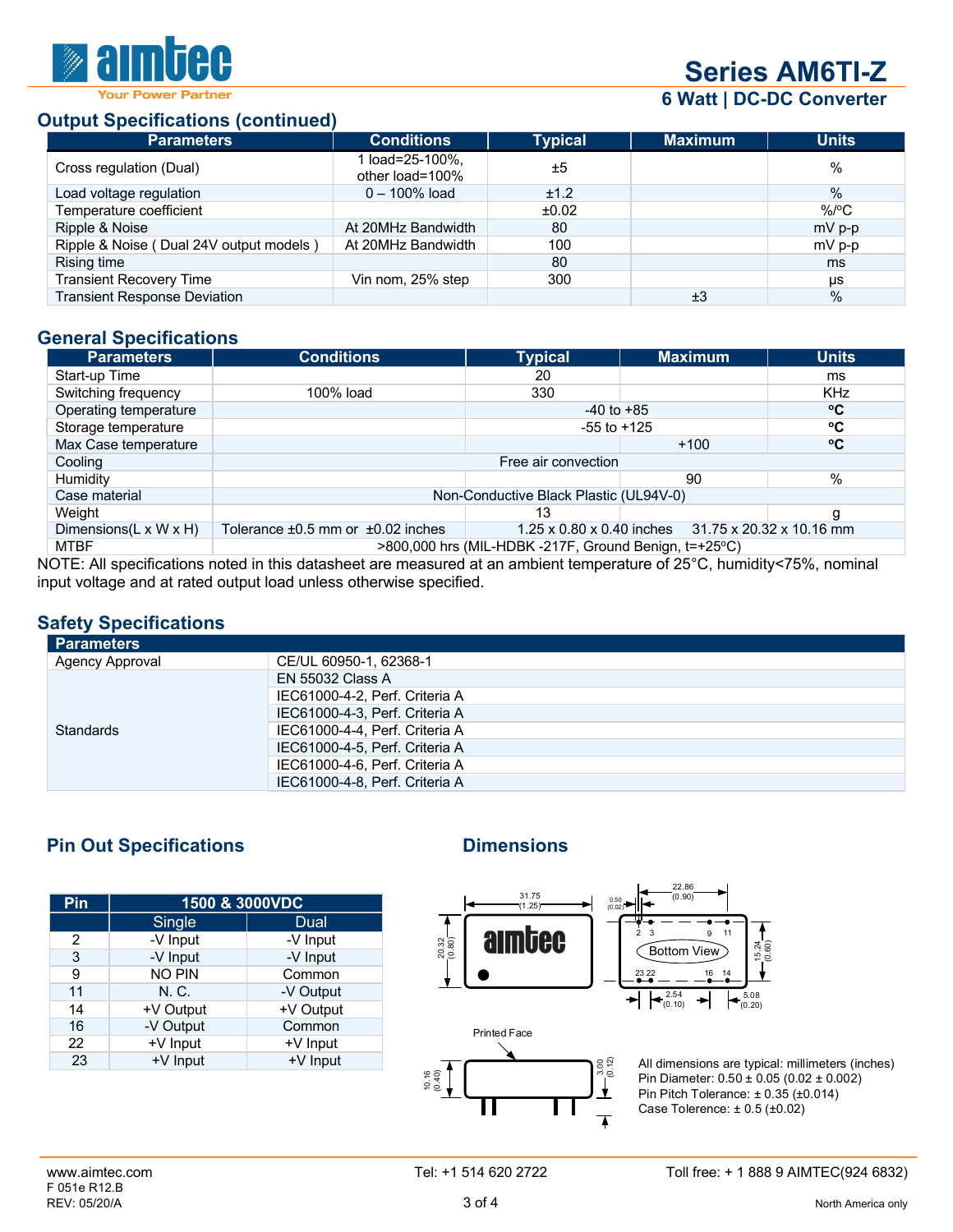## Output Specifications (continued)

| Parameters | Conditions | Typical | Maximum | Units |
|---|---|---|---|---|
| Cross regulation (Dual) | 1 load=25-100%, other load=100% | ±5 | | % |
| Load voltage regulation | 0 – 100% load | ±1.2 | | % |
| Temperature coefficient | | ±0.02 | | %/ºC |
| Ripple & Noise | At 20MHz Bandwidth | 80 | | mV p-p |
| Ripple & Noise ( Dual 24V output models ) | At 20MHz Bandwidth | 100 | | mV p-p |
| Rising time | | 80 | | ms |
| Transient Recovery Time | Vin nom, 25% step | 300 | | µs |
| Transient Response Deviation | | | ±3 | % |

## General Specifications

| Parameters | Conditions | Typical | Maximum | Units |
|---|---|---|---|---|
| Start-up Time | | 20 | | ms |
| Switching frequency | 100% load | 330 | | KHz |
| Operating temperature | | -40 to +85 | | ºC |
| Storage temperature | | -55 to +125 | | ºC |
| Max Case temperature | | | +100 | ºC |
| Cooling | Free air convection | | | |
| Humidity | | | 90 | % |
| Case material | Non-Conductive Black Plastic (UL94V-0) | | | |
| Weight | | 13 | | g |
| Dimensions(L x W x H) | Tolerance ±0.5 mm or ±0.02 inches | 1.25 x 0.80 x 0.40 inches | 31.75 x 20.32 x 10.16 mm | |
| MTBF | >800,000 hrs (MIL-HDBK -217F, Ground Benign, t=+25ºC) | | | |

NOTE: All specifications noted in this datasheet are measured at an ambient temperature of 25°C, humidity<75%, nominal input voltage and at rated output load unless otherwise specified.

## Safety Specifications

| Parameters | |
|---|---|
| Agency Approval | CE/UL 60950-1, 62368-1 |
| Standards | EN 55032 Class A |
| | IEC61000-4-2, Perf. Criteria A |
| | IEC61000-4-3, Perf. Criteria A |
| | IEC61000-4-4, Perf. Criteria A |
| | IEC61000-4-5, Perf. Criteria A |
| | IEC61000-4-6, Perf. Criteria A |
| | IEC61000-4-8, Perf. Criteria A |

## Pin Out Specifications

| Pin | 1500 & 3000VDC | |
|---|---|---|
| | Single | Dual |
| 2 | -V Input | -V Input |
| 3 | -V Input | -V Input |
| 9 | NO PIN | Common |
| 11 | N. C. | -V Output |
| 14 | +V Output | +V Output |
| 16 | -V Output | Common |
| 22 | +V Input | +V Input |
| 23 | +V Input | +V Input |

## Dimensions

31.75 (1.25)
20.32 (0.80)
0.50 (0.02)
22.86 (0.90)
15.24 (0.60)
2 3 9 11
Bottom View
23 22 16 14
2.54 (0.10)
5.08 (0.20)
Printed Face
10.16 (0.40)
3.00 (0.12)

All dimensions are typical: millimeters (inches)
Pin Diameter: 0.50 ± 0.05 (0.02 ± 0.002)
Pin Pitch Tolerance: ± 0.35 (±0.014)
Case Tolerence: ± 0.5 (±0.02)

www.aimtec.com | Tel: +1 514 620 2722 | Toll free: + 1 888 9 AIMTEC(924 6832)
F 051e R12.B
REV: 05/20/A
North America only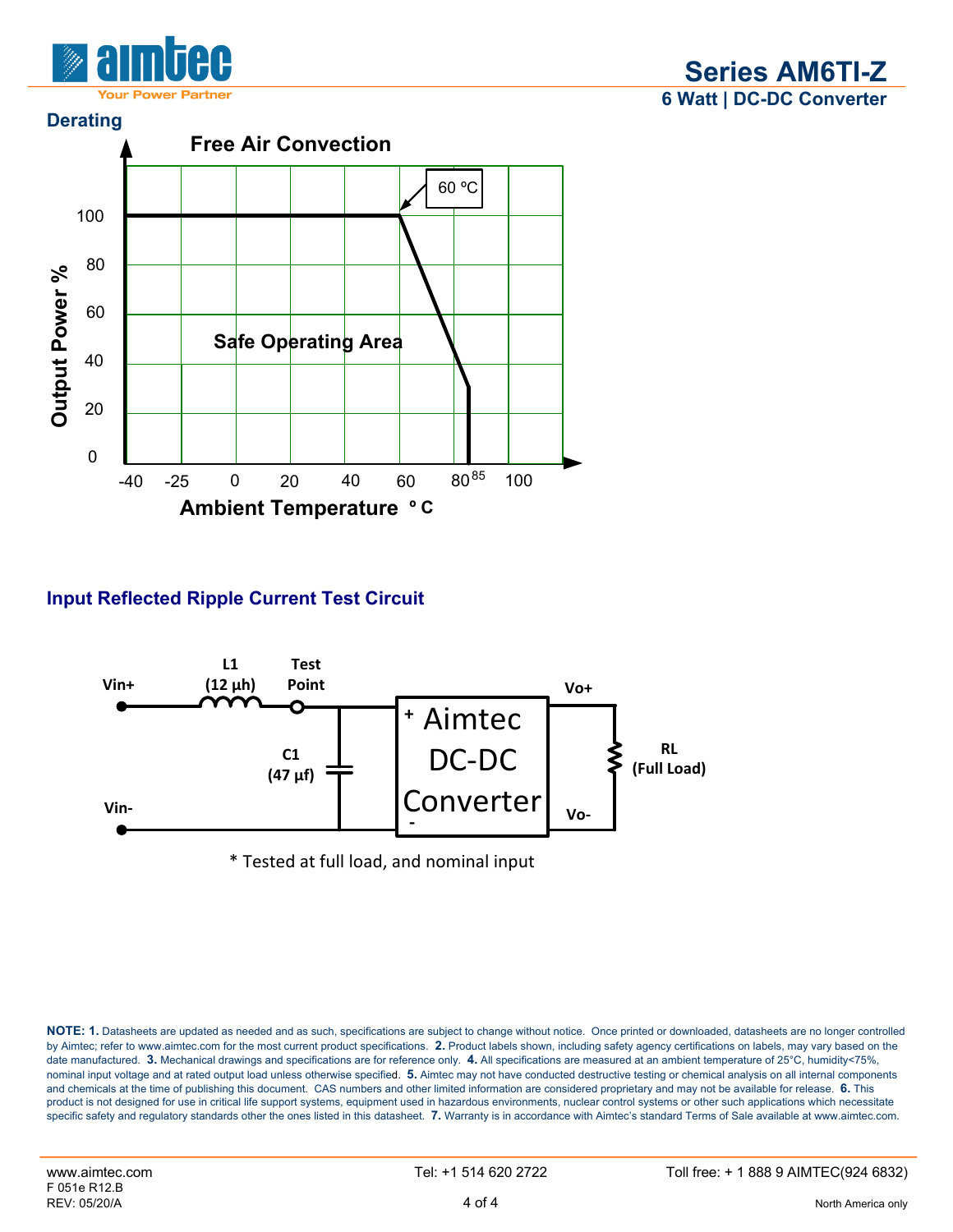## Derating

Free Air Convection

60 ºC

100

80

60

40

20

0

Output Power %

Safe Operating Area

-40 -25 0 20 40 60 80 85 100

Ambient Temperature ° C

## Input Reflected Ripple Current Test Circuit

Vin+

L1 (12 µh)

Test Point

C1 (47 µf)

Vin-

+ Aimtec DC-DC Converter -

Vo+

RL (Full Load)

Vo-

* Tested at full load, and nominal input

**NOTE: 1.** Datasheets are updated as needed and as such, specifications are subject to change without notice. Once printed or downloaded, datasheets are no longer controlled by Aimtec; refer to www.aimtec.com for the most current product specifications. **2.** Product labels shown, including safety agency certifications on labels, may vary based on the date manufactured. **3.** Mechanical drawings and specifications are for reference only. **4.** All specifications are measured at an ambient temperature of 25°C, humidity<75%, nominal input voltage and at rated output load unless otherwise specified. **5.** Aimtec may not have conducted destructive testing or chemical analysis on all internal components and chemicals at the time of publishing this document. CAS numbers and other limited information are considered proprietary and may not be available for release. **6.** This product is not designed for use in critical life support systems, equipment used in hazardous environments, nuclear control systems or other such applications which necessitate specific safety and regulatory standards other the ones listed in this datasheet. **7.** Warranty is in accordance with Aimtec's standard Terms of Sale available at www.aimtec.com.